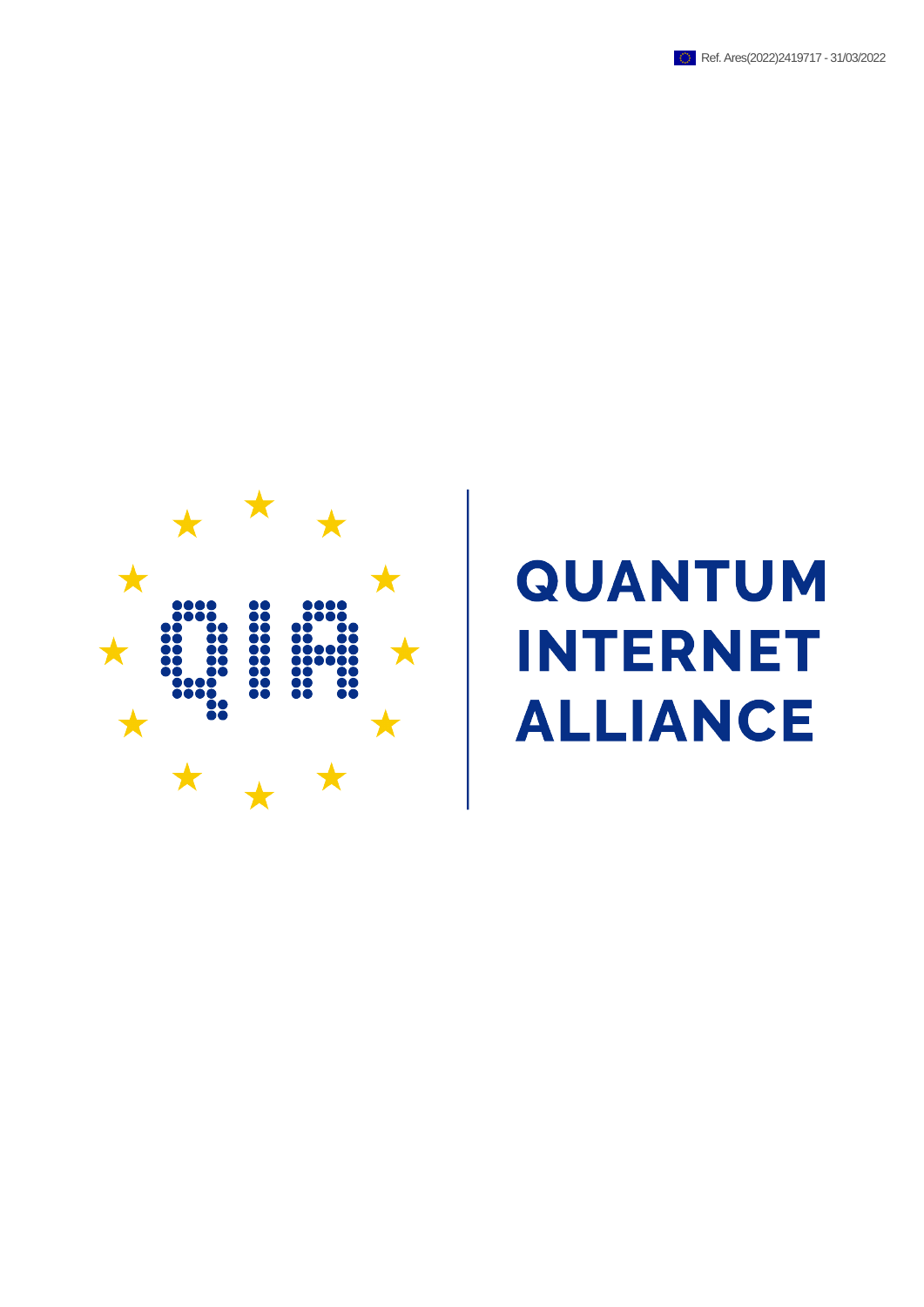Ref. Ares(2022)2419717 - 31/03/2022

# QUANTUM INTERNET ALLIANCE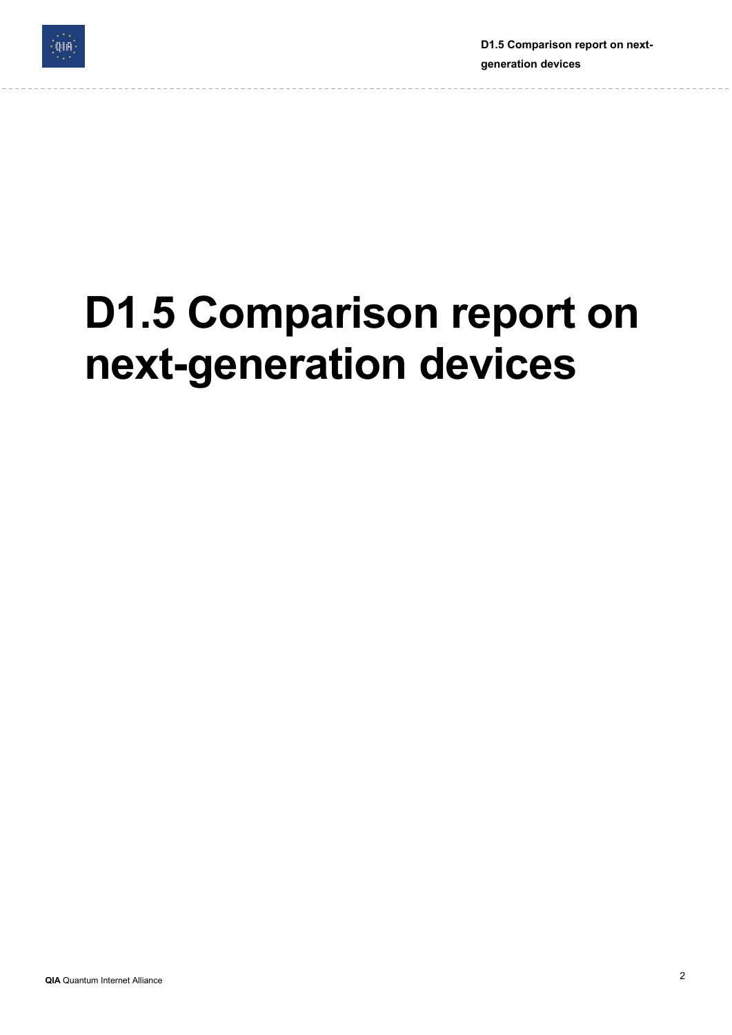# D1.5 Comparison report on next-generation devices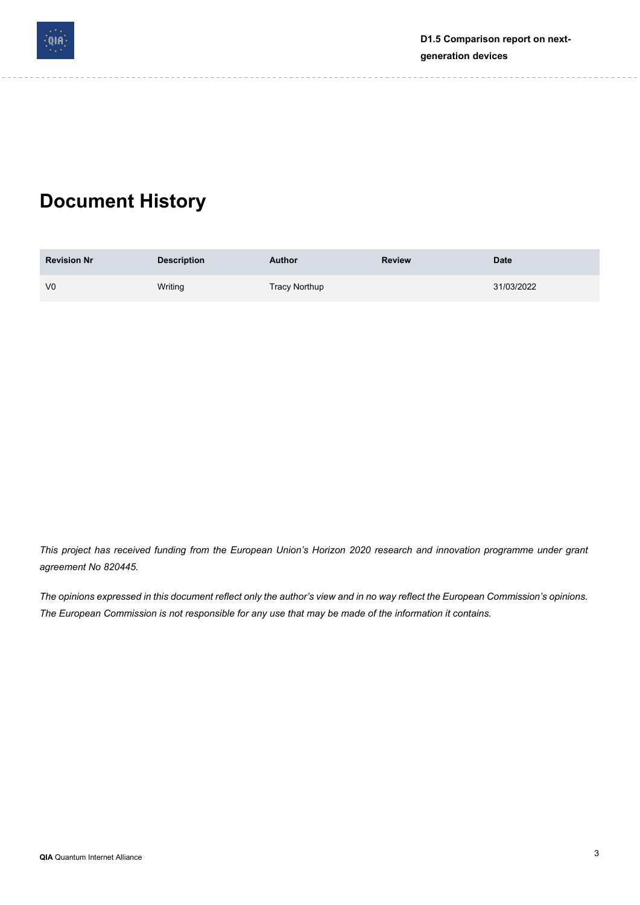# Document History

| Revision Nr | Description | Author | Review | Date |
|---|---|---|---|---|
| V0 | Writing | Tracy Northup | | 31/03/2022 |

*This project has received funding from the European Union's Horizon 2020 research and innovation programme under grant agreement No 820445.*

*The opinions expressed in this document reflect only the author's view and in no way reflect the European Commission's opinions. The European Commission is not responsible for any use that may be made of the information it contains.*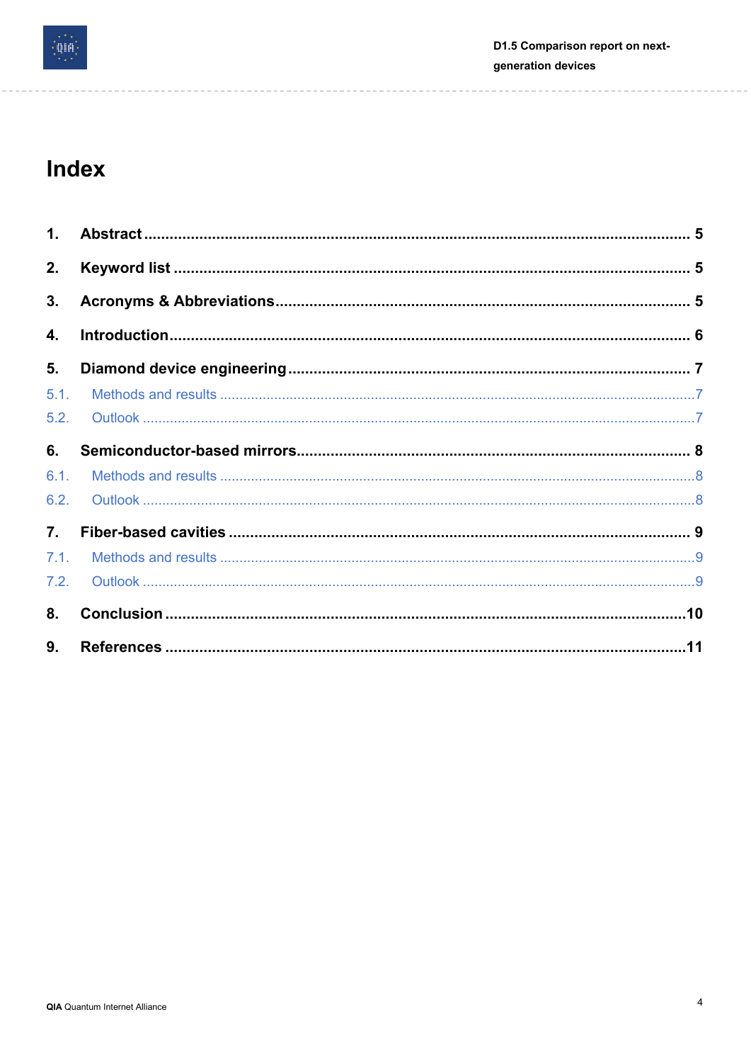# Index

1. **Abstract** ..... 5
2. **Keyword list** ..... 5
3. **Acronyms & Abbreviations** ..... 5
4. **Introduction** ..... 6
5. **Diamond device engineering** ..... 7
   - 5.1. Methods and results ..... 7
   - 5.2. Outlook ..... 7
6. **Semiconductor-based mirrors** ..... 8
   - 6.1. Methods and results ..... 8
   - 6.2. Outlook ..... 8
7. **Fiber-based cavities** ..... 9
   - 7.1. Methods and results ..... 9
   - 7.2. Outlook ..... 9
8. **Conclusion** ..... 10
9. **References** ..... 11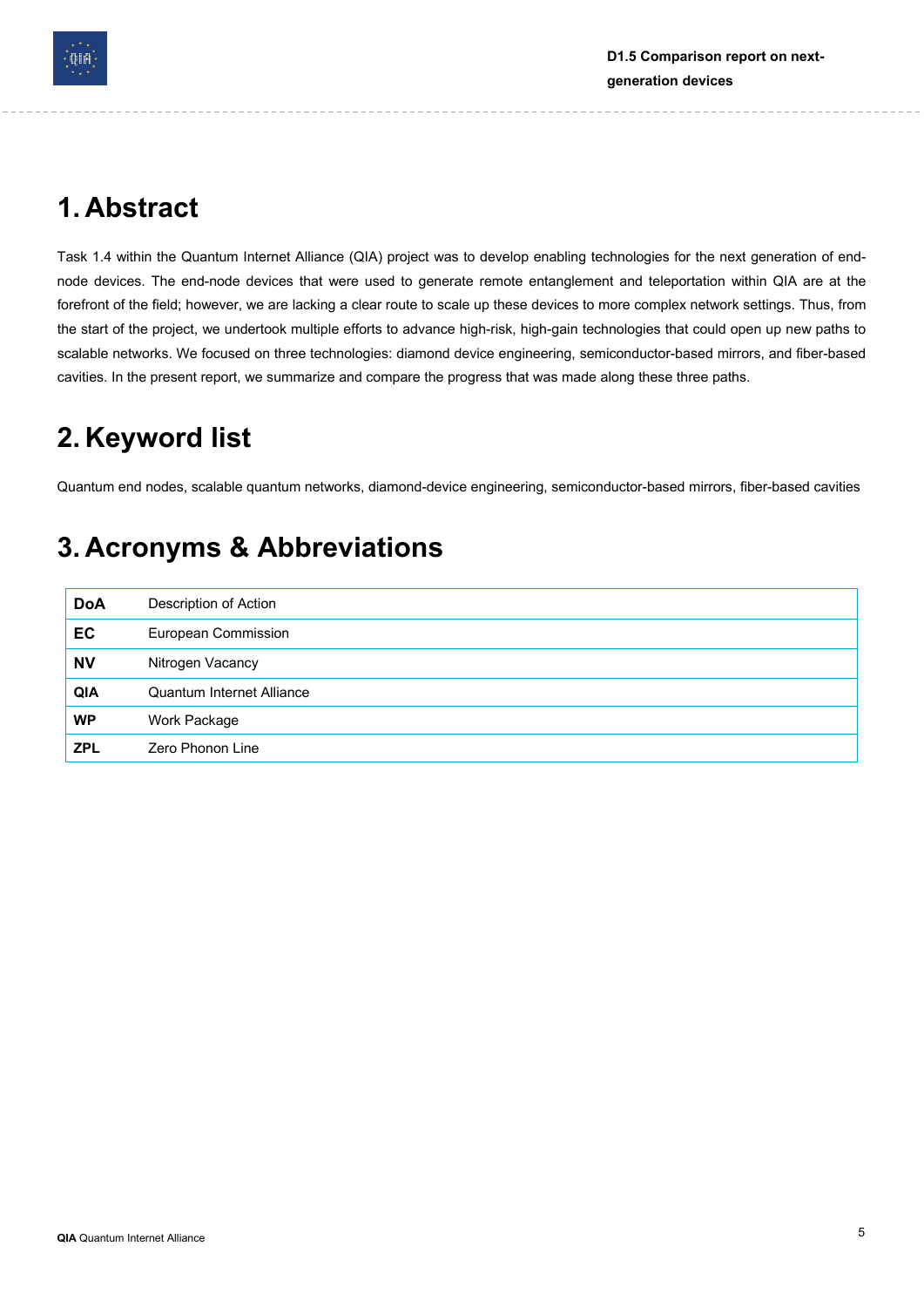# 1. Abstract

Task 1.4 within the Quantum Internet Alliance (QIA) project was to develop enabling technologies for the next generation of end-node devices. The end-node devices that were used to generate remote entanglement and teleportation within QIA are at the forefront of the field; however, we are lacking a clear route to scale up these devices to more complex network settings. Thus, from the start of the project, we undertook multiple efforts to advance high-risk, high-gain technologies that could open up new paths to scalable networks. We focused on three technologies: diamond device engineering, semiconductor-based mirrors, and fiber-based cavities. In the present report, we summarize and compare the progress that was made along these three paths.

# 2. Keyword list

Quantum end nodes, scalable quantum networks, diamond-device engineering, semiconductor-based mirrors, fiber-based cavities

# 3. Acronyms & Abbreviations

| | |
|---|---|
| **DoA** | Description of Action |
| **EC** | European Commission |
| **NV** | Nitrogen Vacancy |
| **QIA** | Quantum Internet Alliance |
| **WP** | Work Package |
| **ZPL** | Zero Phonon Line |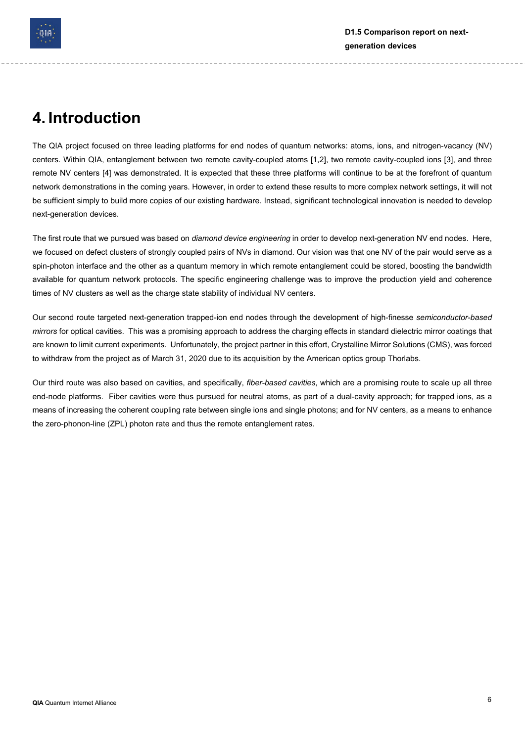# 4. Introduction

The QIA project focused on three leading platforms for end nodes of quantum networks: atoms, ions, and nitrogen-vacancy (NV) centers. Within QIA, entanglement between two remote cavity-coupled atoms [1,2], two remote cavity-coupled ions [3], and three remote NV centers [4] was demonstrated. It is expected that these three platforms will continue to be at the forefront of quantum network demonstrations in the coming years. However, in order to extend these results to more complex network settings, it will not be sufficient simply to build more copies of our existing hardware. Instead, significant technological innovation is needed to develop next-generation devices.

The first route that we pursued was based on *diamond device engineering* in order to develop next-generation NV end nodes. Here, we focused on defect clusters of strongly coupled pairs of NVs in diamond. Our vision was that one NV of the pair would serve as a spin-photon interface and the other as a quantum memory in which remote entanglement could be stored, boosting the bandwidth available for quantum network protocols. The specific engineering challenge was to improve the production yield and coherence times of NV clusters as well as the charge state stability of individual NV centers.

Our second route targeted next-generation trapped-ion end nodes through the development of high-finesse *semiconductor-based mirrors* for optical cavities. This was a promising approach to address the charging effects in standard dielectric mirror coatings that are known to limit current experiments. Unfortunately, the project partner in this effort, Crystalline Mirror Solutions (CMS), was forced to withdraw from the project as of March 31, 2020 due to its acquisition by the American optics group Thorlabs.

Our third route was also based on cavities, and specifically, *fiber-based cavities*, which are a promising route to scale up all three end-node platforms. Fiber cavities were thus pursued for neutral atoms, as part of a dual-cavity approach; for trapped ions, as a means of increasing the coherent coupling rate between single ions and single photons; and for NV centers, as a means to enhance the zero-phonon-line (ZPL) photon rate and thus the remote entanglement rates.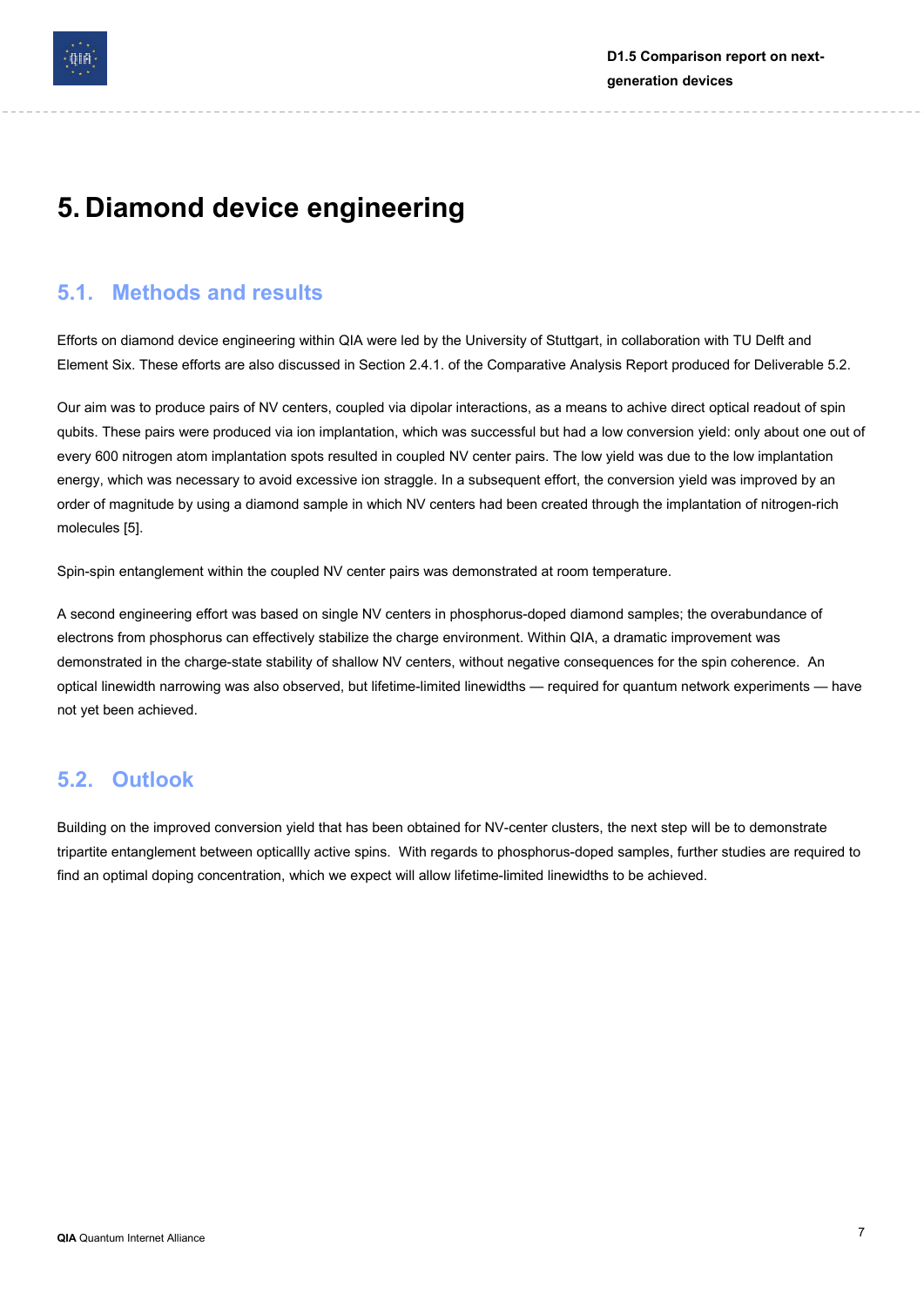# 5. Diamond device engineering

## 5.1. Methods and results

Efforts on diamond device engineering within QIA were led by the University of Stuttgart, in collaboration with TU Delft and Element Six. These efforts are also discussed in Section 2.4.1. of the Comparative Analysis Report produced for Deliverable 5.2.

Our aim was to produce pairs of NV centers, coupled via dipolar interactions, as a means to achive direct optical readout of spin qubits. These pairs were produced via ion implantation, which was successful but had a low conversion yield: only about one out of every 600 nitrogen atom implantation spots resulted in coupled NV center pairs. The low yield was due to the low implantation energy, which was necessary to avoid excessive ion straggle. In a subsequent effort, the conversion yield was improved by an order of magnitude by using a diamond sample in which NV centers had been created through the implantation of nitrogen-rich molecules [5].

Spin-spin entanglement within the coupled NV center pairs was demonstrated at room temperature.

A second engineering effort was based on single NV centers in phosphorus-doped diamond samples; the overabundance of electrons from phosphorus can effectively stabilize the charge environment. Within QIA, a dramatic improvement was demonstrated in the charge-state stability of shallow NV centers, without negative consequences for the spin coherence. An optical linewidth narrowing was also observed, but lifetime-limited linewidths — required for quantum network experiments — have not yet been achieved.

## 5.2. Outlook

Building on the improved conversion yield that has been obtained for NV-center clusters, the next step will be to demonstrate tripartite entanglement between opticallly active spins. With regards to phosphorus-doped samples, further studies are required to find an optimal doping concentration, which we expect will allow lifetime-limited linewidths to be achieved.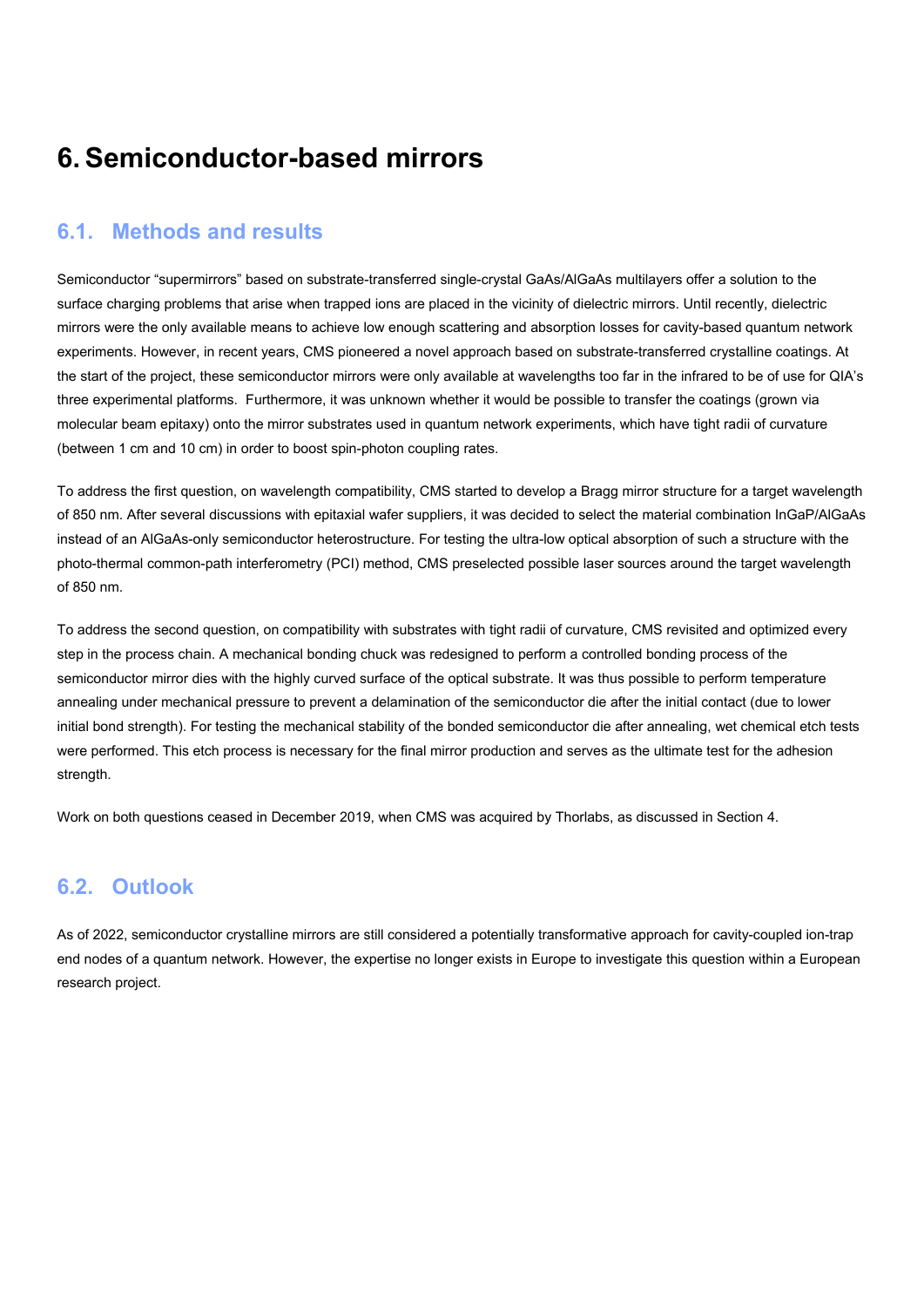# 6. Semiconductor-based mirrors

## 6.1. Methods and results

Semiconductor "supermirrors" based on substrate-transferred single-crystal GaAs/AlGaAs multilayers offer a solution to the surface charging problems that arise when trapped ions are placed in the vicinity of dielectric mirrors. Until recently, dielectric mirrors were the only available means to achieve low enough scattering and absorption losses for cavity-based quantum network experiments. However, in recent years, CMS pioneered a novel approach based on substrate-transferred crystalline coatings. At the start of the project, these semiconductor mirrors were only available at wavelengths too far in the infrared to be of use for QIA's three experimental platforms. Furthermore, it was unknown whether it would be possible to transfer the coatings (grown via molecular beam epitaxy) onto the mirror substrates used in quantum network experiments, which have tight radii of curvature (between 1 cm and 10 cm) in order to boost spin-photon coupling rates.

To address the first question, on wavelength compatibility, CMS started to develop a Bragg mirror structure for a target wavelength of 850 nm. After several discussions with epitaxial wafer suppliers, it was decided to select the material combination InGaP/AlGaAs instead of an AlGaAs-only semiconductor heterostructure. For testing the ultra-low optical absorption of such a structure with the photo-thermal common-path interferometry (PCI) method, CMS preselected possible laser sources around the target wavelength of 850 nm.

To address the second question, on compatibility with substrates with tight radii of curvature, CMS revisited and optimized every step in the process chain. A mechanical bonding chuck was redesigned to perform a controlled bonding process of the semiconductor mirror dies with the highly curved surface of the optical substrate. It was thus possible to perform temperature annealing under mechanical pressure to prevent a delamination of the semiconductor die after the initial contact (due to lower initial bond strength). For testing the mechanical stability of the bonded semiconductor die after annealing, wet chemical etch tests were performed. This etch process is necessary for the final mirror production and serves as the ultimate test for the adhesion strength.

Work on both questions ceased in December 2019, when CMS was acquired by Thorlabs, as discussed in Section 4.

## 6.2. Outlook

As of 2022, semiconductor crystalline mirrors are still considered a potentially transformative approach for cavity-coupled ion-trap end nodes of a quantum network. However, the expertise no longer exists in Europe to investigate this question within a European research project.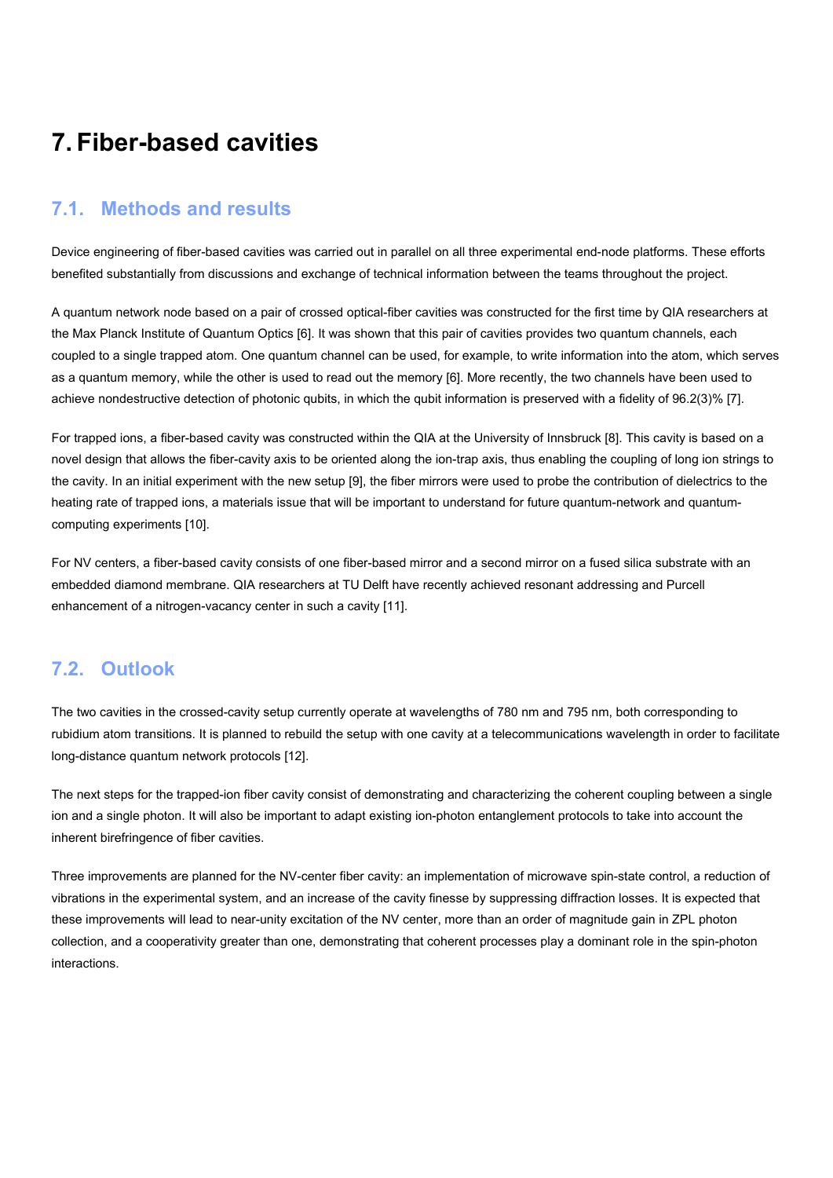# 7. Fiber-based cavities

## 7.1. Methods and results

Device engineering of fiber-based cavities was carried out in parallel on all three experimental end-node platforms. These efforts benefited substantially from discussions and exchange of technical information between the teams throughout the project.

A quantum network node based on a pair of crossed optical-fiber cavities was constructed for the first time by QIA researchers at the Max Planck Institute of Quantum Optics [6]. It was shown that this pair of cavities provides two quantum channels, each coupled to a single trapped atom. One quantum channel can be used, for example, to write information into the atom, which serves as a quantum memory, while the other is used to read out the memory [6]. More recently, the two channels have been used to achieve nondestructive detection of photonic qubits, in which the qubit information is preserved with a fidelity of 96.2(3)% [7].

For trapped ions, a fiber-based cavity was constructed within the QIA at the University of Innsbruck [8]. This cavity is based on a novel design that allows the fiber-cavity axis to be oriented along the ion-trap axis, thus enabling the coupling of long ion strings to the cavity. In an initial experiment with the new setup [9], the fiber mirrors were used to probe the contribution of dielectrics to the heating rate of trapped ions, a materials issue that will be important to understand for future quantum-network and quantum-computing experiments [10].

For NV centers, a fiber-based cavity consists of one fiber-based mirror and a second mirror on a fused silica substrate with an embedded diamond membrane. QIA researchers at TU Delft have recently achieved resonant addressing and Purcell enhancement of a nitrogen-vacancy center in such a cavity [11].

## 7.2. Outlook

The two cavities in the crossed-cavity setup currently operate at wavelengths of 780 nm and 795 nm, both corresponding to rubidium atom transitions. It is planned to rebuild the setup with one cavity at a telecommunications wavelength in order to facilitate long-distance quantum network protocols [12].

The next steps for the trapped-ion fiber cavity consist of demonstrating and characterizing the coherent coupling between a single ion and a single photon. It will also be important to adapt existing ion-photon entanglement protocols to take into account the inherent birefringence of fiber cavities.

Three improvements are planned for the NV-center fiber cavity: an implementation of microwave spin-state control, a reduction of vibrations in the experimental system, and an increase of the cavity finesse by suppressing diffraction losses. It is expected that these improvements will lead to near-unity excitation of the NV center, more than an order of magnitude gain in ZPL photon collection, and a cooperativity greater than one, demonstrating that coherent processes play a dominant role in the spin-photon interactions.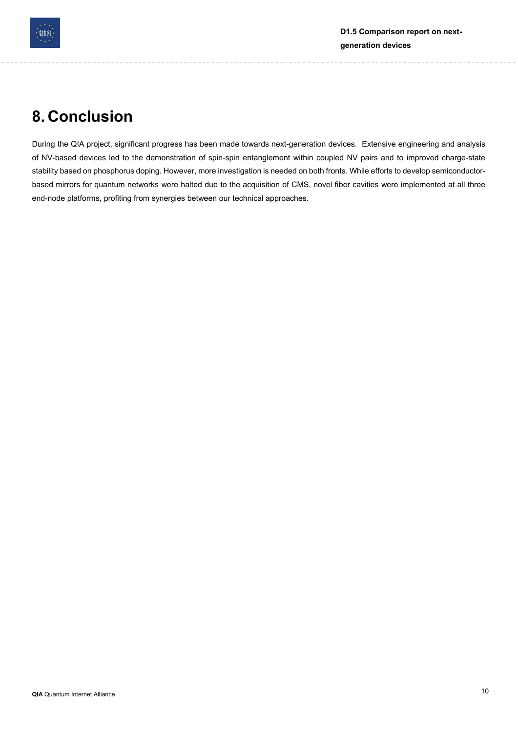# 8. Conclusion

During the QIA project, significant progress has been made towards next-generation devices. Extensive engineering and analysis of NV-based devices led to the demonstration of spin-spin entanglement within coupled NV pairs and to improved charge-state stability based on phosphorus doping. However, more investigation is needed on both fronts. While efforts to develop semiconductor-based mirrors for quantum networks were halted due to the acquisition of CMS, novel fiber cavities were implemented at all three end-node platforms, profiting from synergies between our technical approaches.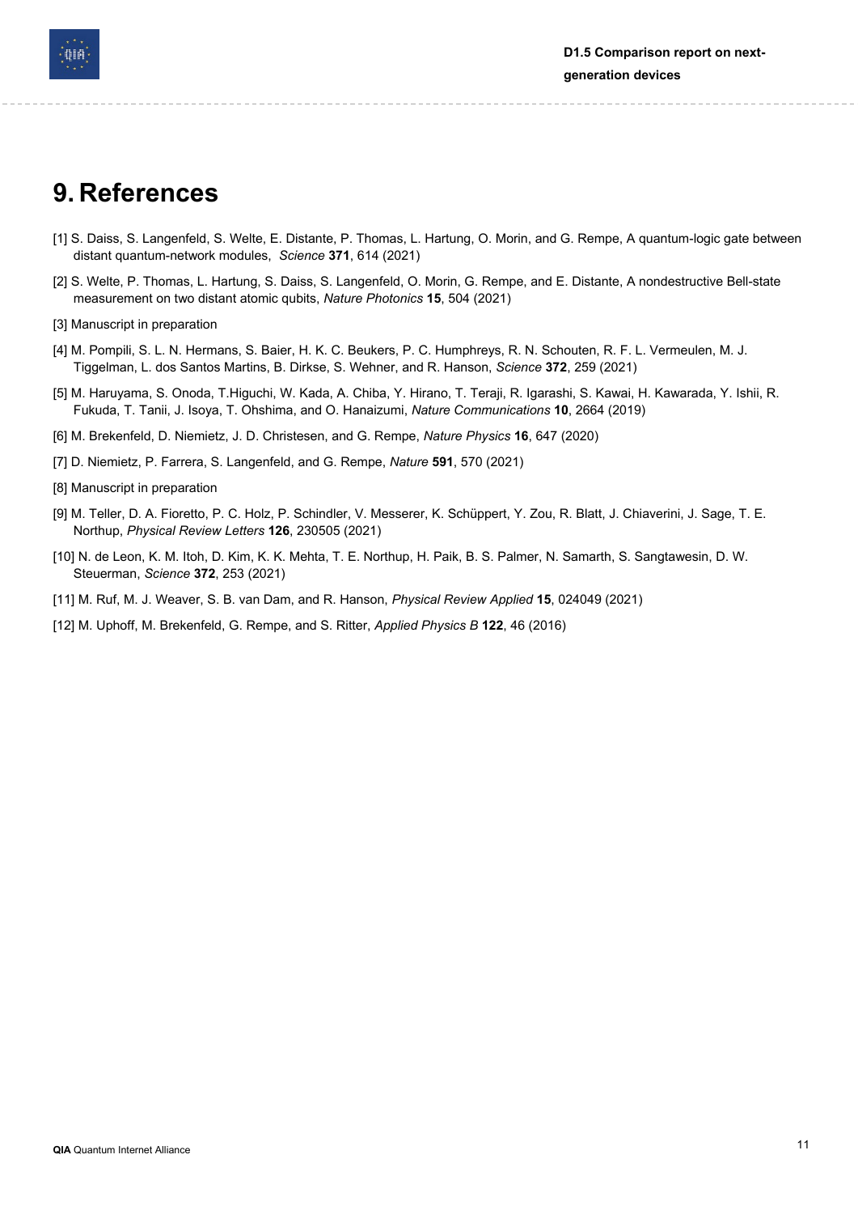# 9. References

[1] S. Daiss, S. Langenfeld, S. Welte, E. Distante, P. Thomas, L. Hartung, O. Morin, and G. Rempe, A quantum-logic gate between distant quantum-network modules, *Science* **371**, 614 (2021)

[2] S. Welte, P. Thomas, L. Hartung, S. Daiss, S. Langenfeld, O. Morin, G. Rempe, and E. Distante, A nondestructive Bell-state measurement on two distant atomic qubits, *Nature Photonics* **15**, 504 (2021)

[3] Manuscript in preparation

[4] M. Pompili, S. L. N. Hermans, S. Baier, H. K. C. Beukers, P. C. Humphreys, R. N. Schouten, R. F. L. Vermeulen, M. J. Tiggelman, L. dos Santos Martins, B. Dirkse, S. Wehner, and R. Hanson, *Science* **372**, 259 (2021)

[5] M. Haruyama, S. Onoda, T.Higuchi, W. Kada, A. Chiba, Y. Hirano, T. Teraji, R. Igarashi, S. Kawai, H. Kawarada, Y. Ishii, R. Fukuda, T. Tanii, J. Isoya, T. Ohshima, and O. Hanaizumi, *Nature Communications* **10**, 2664 (2019)

[6] M. Brekenfeld, D. Niemietz, J. D. Christesen, and G. Rempe, *Nature Physics* **16**, 647 (2020)

[7] D. Niemietz, P. Farrera, S. Langenfeld, and G. Rempe, *Nature* **591**, 570 (2021)

[8] Manuscript in preparation

[9] M. Teller, D. A. Fioretto, P. C. Holz, P. Schindler, V. Messerer, K. Schüppert, Y. Zou, R. Blatt, J. Chiaverini, J. Sage, T. E. Northup, *Physical Review Letters* **126**, 230505 (2021)

[10] N. de Leon, K. M. Itoh, D. Kim, K. K. Mehta, T. E. Northup, H. Paik, B. S. Palmer, N. Samarth, S. Sangtawesin, D. W. Steuerman, *Science* **372**, 253 (2021)

[11] M. Ruf, M. J. Weaver, S. B. van Dam, and R. Hanson, *Physical Review Applied* **15**, 024049 (2021)

[12] M. Uphoff, M. Brekenfeld, G. Rempe, and S. Ritter, *Applied Physics B* **122**, 46 (2016)